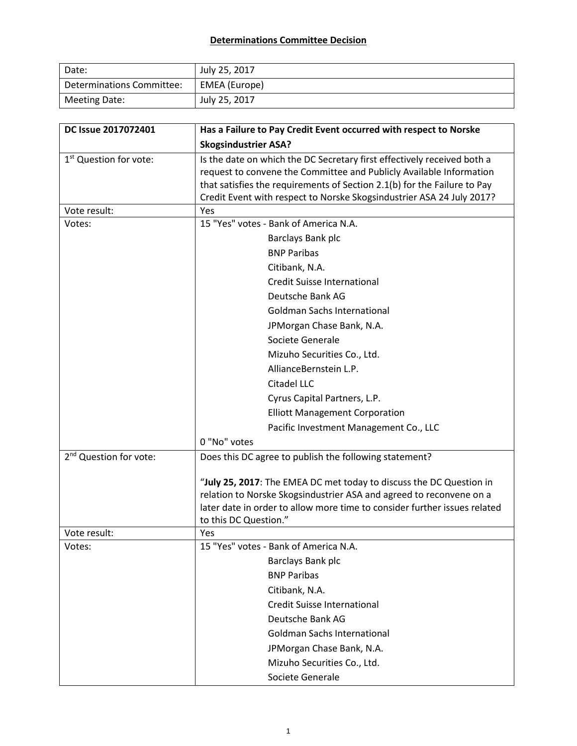**Determinations Committee Decision**

| Date: | July 25, 2017 |
|---|---|
| Determinations Committee: | EMEA (Europe) |
| Meeting Date: | July 25, 2017 |

| **DC Issue 2017072401** | **Has a Failure to Pay Credit Event occurred with respect to Norske Skogsindustrier ASA?** |
|---|---|
| 1st Question for vote: | Is the date on which the DC Secretary first effectively received both a request to convene the Committee and Publicly Available Information that satisfies the requirements of Section 2.1(b) for the Failure to Pay Credit Event with respect to Norske Skogsindustrier ASA 24 July 2017? |
| Vote result: | Yes |
| Votes: | 15 "Yes" votes - Bank of America N.A.<br>Barclays Bank plc<br>BNP Paribas<br>Citibank, N.A.<br>Credit Suisse International<br>Deutsche Bank AG<br>Goldman Sachs International<br>JPMorgan Chase Bank, N.A.<br>Societe Generale<br>Mizuho Securities Co., Ltd.<br>AllianceBernstein L.P.<br>Citadel LLC<br>Cyrus Capital Partners, L.P.<br>Elliott Management Corporation<br>Pacific Investment Management Co., LLC<br>0 "No" votes |
| 2nd Question for vote: | Does this DC agree to publish the following statement?<br><br>"**July 25, 2017**: The EMEA DC met today to discuss the DC Question in relation to Norske Skogsindustrier ASA and agreed to reconvene on a later date in order to allow more time to consider further issues related to this DC Question." |
| Vote result: | Yes |
| Votes: | 15 "Yes" votes - Bank of America N.A.<br>Barclays Bank plc<br>BNP Paribas<br>Citibank, N.A.<br>Credit Suisse International<br>Deutsche Bank AG<br>Goldman Sachs International<br>JPMorgan Chase Bank, N.A.<br>Mizuho Securities Co., Ltd.<br>Societe Generale |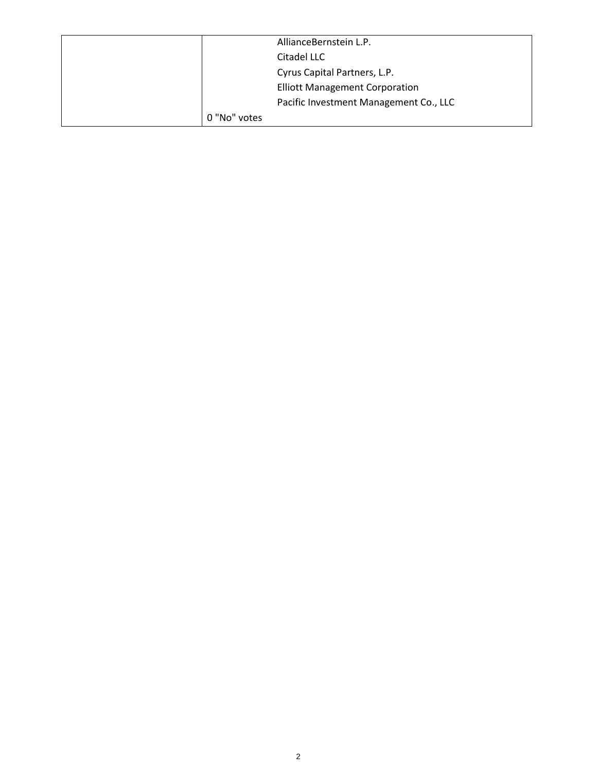| | |
|---|---|
| | AllianceBernstein L.P.<br>Citadel LLC<br>Cyrus Capital Partners, L.P.<br>Elliott Management Corporation<br>Pacific Investment Management Co., LLC<br>0 "No" votes |